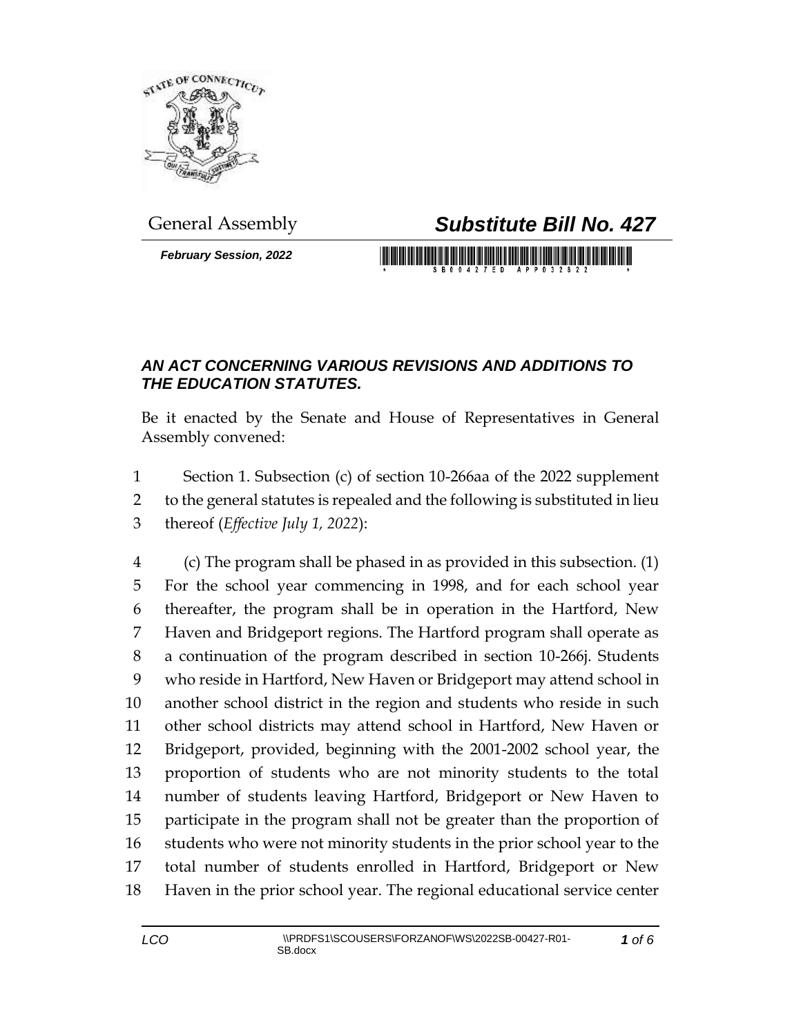General Assembly

# *Substitute Bill No. 427*

***February Session, 2022***

## *AN ACT CONCERNING VARIOUS REVISIONS AND ADDITIONS TO THE EDUCATION STATUTES.*

Be it enacted by the Senate and House of Representatives in General Assembly convened:

1 Section 1. Subsection (c) of section 10-266aa of the 2022 supplement
2 to the general statutes is repealed and the following is substituted in lieu
3 thereof (*Effective July 1, 2022*):

4 (c) The program shall be phased in as provided in this subsection. (1)
5 For the school year commencing in 1998, and for each school year
6 thereafter, the program shall be in operation in the Hartford, New
7 Haven and Bridgeport regions. The Hartford program shall operate as
8 a continuation of the program described in section 10-266j. Students
9 who reside in Hartford, New Haven or Bridgeport may attend school in
10 another school district in the region and students who reside in such
11 other school districts may attend school in Hartford, New Haven or
12 Bridgeport, provided, beginning with the 2001-2002 school year, the
13 proportion of students who are not minority students to the total
14 number of students leaving Hartford, Bridgeport or New Haven to
15 participate in the program shall not be greater than the proportion of
16 students who were not minority students in the prior school year to the
17 total number of students enrolled in Hartford, Bridgeport or New
18 Haven in the prior school year. The regional educational service center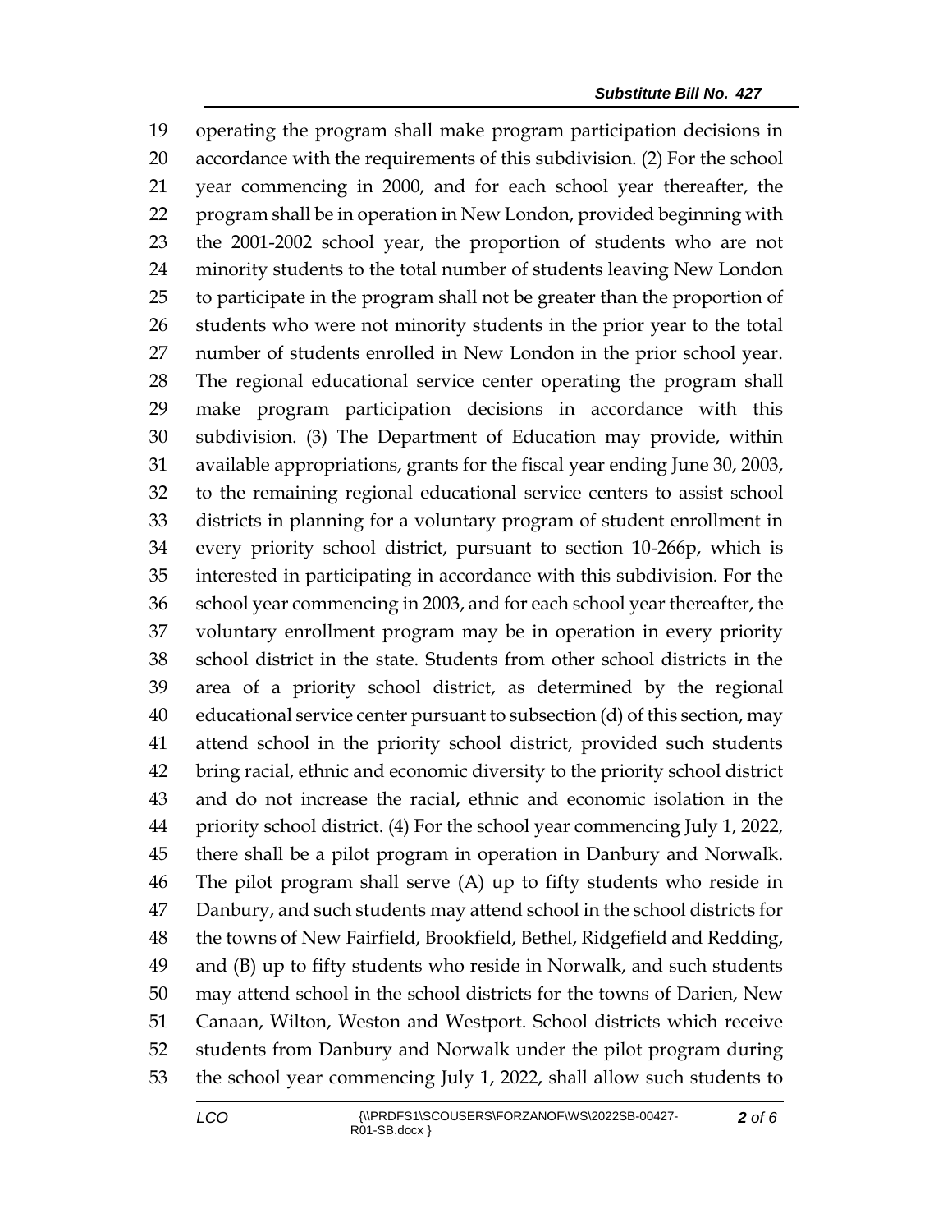operating the program shall make program participation decisions in accordance with the requirements of this subdivision. (2) For the school year commencing in 2000, and for each school year thereafter, the program shall be in operation in New London, provided beginning with the 2001-2002 school year, the proportion of students who are not minority students to the total number of students leaving New London to participate in the program shall not be greater than the proportion of students who were not minority students in the prior year to the total number of students enrolled in New London in the prior school year. The regional educational service center operating the program shall make program participation decisions in accordance with this subdivision. (3) The Department of Education may provide, within available appropriations, grants for the fiscal year ending June 30, 2003, to the remaining regional educational service centers to assist school districts in planning for a voluntary program of student enrollment in every priority school district, pursuant to section 10-266p, which is interested in participating in accordance with this subdivision. For the school year commencing in 2003, and for each school year thereafter, the voluntary enrollment program may be in operation in every priority school district in the state. Students from other school districts in the area of a priority school district, as determined by the regional educational service center pursuant to subsection (d) of this section, may attend school in the priority school district, provided such students bring racial, ethnic and economic diversity to the priority school district and do not increase the racial, ethnic and economic isolation in the priority school district. (4) For the school year commencing July 1, 2022, there shall be a pilot program in operation in Danbury and Norwalk. The pilot program shall serve (A) up to fifty students who reside in Danbury, and such students may attend school in the school districts for the towns of New Fairfield, Brookfield, Bethel, Ridgefield and Redding, and (B) up to fifty students who reside in Norwalk, and such students may attend school in the school districts for the towns of Darien, New Canaan, Wilton, Weston and Westport. School districts which receive students from Danbury and Norwalk under the pilot program during the school year commencing July 1, 2022, shall allow such students to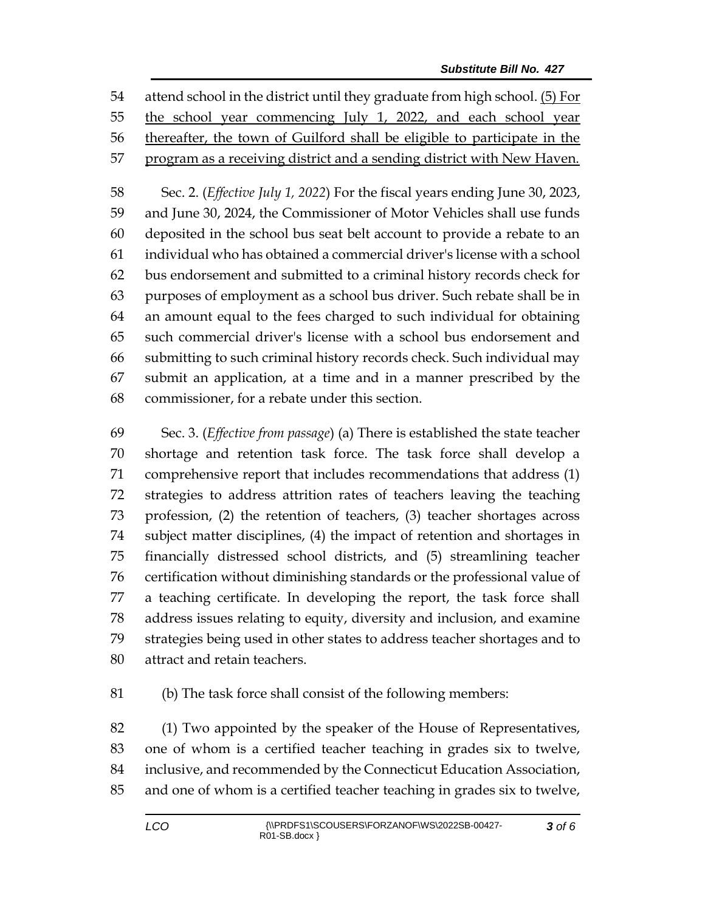attend school in the district until they graduate from high school. <u>(5) For the school year commencing July 1, 2022, and each school year thereafter, the town of Guilford shall be eligible to participate in the program as a receiving district and a sending district with New Haven.</u>

Sec. 2. (*Effective July 1, 2022*) For the fiscal years ending June 30, 2023, and June 30, 2024, the Commissioner of Motor Vehicles shall use funds deposited in the school bus seat belt account to provide a rebate to an individual who has obtained a commercial driver's license with a school bus endorsement and submitted to a criminal history records check for purposes of employment as a school bus driver. Such rebate shall be in an amount equal to the fees charged to such individual for obtaining such commercial driver's license with a school bus endorsement and submitting to such criminal history records check. Such individual may submit an application, at a time and in a manner prescribed by the commissioner, for a rebate under this section.

Sec. 3. (*Effective from passage*) (a) There is established the state teacher shortage and retention task force. The task force shall develop a comprehensive report that includes recommendations that address (1) strategies to address attrition rates of teachers leaving the teaching profession, (2) the retention of teachers, (3) teacher shortages across subject matter disciplines, (4) the impact of retention and shortages in financially distressed school districts, and (5) streamlining teacher certification without diminishing standards or the professional value of a teaching certificate. In developing the report, the task force shall address issues relating to equity, diversity and inclusion, and examine strategies being used in other states to address teacher shortages and to attract and retain teachers.

(b) The task force shall consist of the following members:

(1) Two appointed by the speaker of the House of Representatives, one of whom is a certified teacher teaching in grades six to twelve, inclusive, and recommended by the Connecticut Education Association, and one of whom is a certified teacher teaching in grades six to twelve,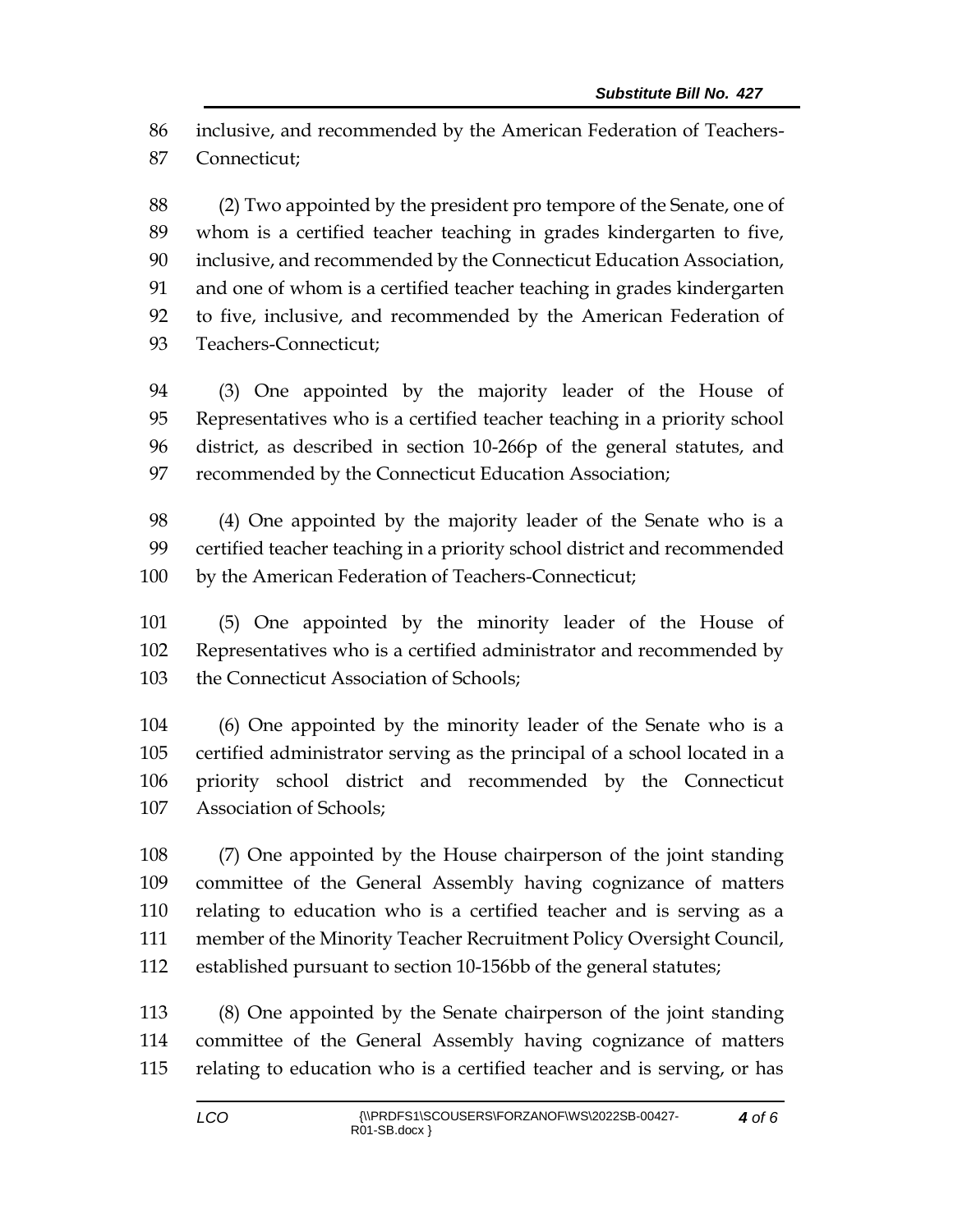inclusive, and recommended by the American Federation of Teachers-Connecticut;

(2) Two appointed by the president pro tempore of the Senate, one of whom is a certified teacher teaching in grades kindergarten to five, inclusive, and recommended by the Connecticut Education Association, and one of whom is a certified teacher teaching in grades kindergarten to five, inclusive, and recommended by the American Federation of Teachers-Connecticut;

(3) One appointed by the majority leader of the House of Representatives who is a certified teacher teaching in a priority school district, as described in section 10-266p of the general statutes, and recommended by the Connecticut Education Association;

(4) One appointed by the majority leader of the Senate who is a certified teacher teaching in a priority school district and recommended by the American Federation of Teachers-Connecticut;

(5) One appointed by the minority leader of the House of Representatives who is a certified administrator and recommended by the Connecticut Association of Schools;

(6) One appointed by the minority leader of the Senate who is a certified administrator serving as the principal of a school located in a priority school district and recommended by the Connecticut Association of Schools;

(7) One appointed by the House chairperson of the joint standing committee of the General Assembly having cognizance of matters relating to education who is a certified teacher and is serving as a member of the Minority Teacher Recruitment Policy Oversight Council, established pursuant to section 10-156bb of the general statutes;

(8) One appointed by the Senate chairperson of the joint standing committee of the General Assembly having cognizance of matters relating to education who is a certified teacher and is serving, or has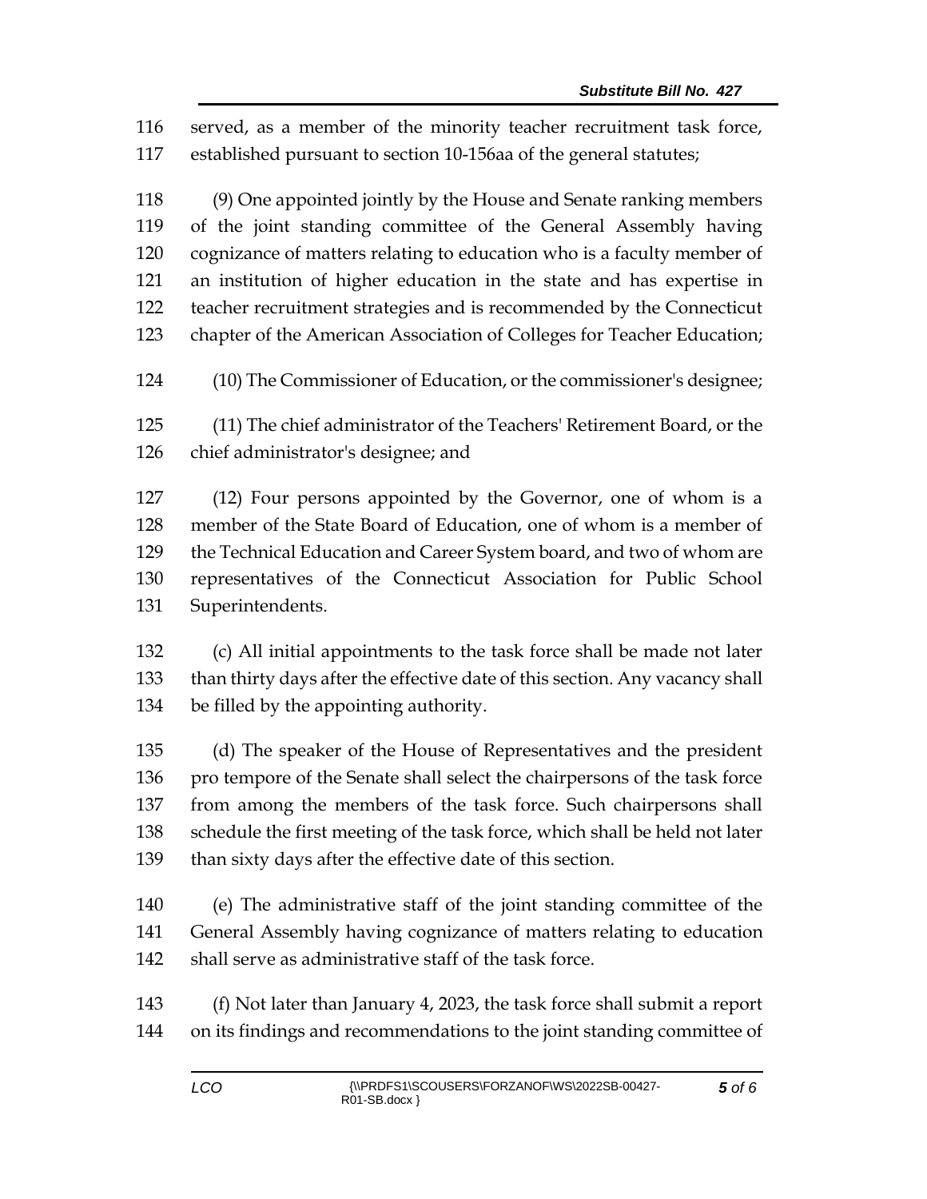served, as a member of the minority teacher recruitment task force, established pursuant to section 10-156aa of the general statutes;

(9) One appointed jointly by the House and Senate ranking members of the joint standing committee of the General Assembly having cognizance of matters relating to education who is a faculty member of an institution of higher education in the state and has expertise in teacher recruitment strategies and is recommended by the Connecticut chapter of the American Association of Colleges for Teacher Education;

(10) The Commissioner of Education, or the commissioner's designee;

(11) The chief administrator of the Teachers' Retirement Board, or the chief administrator's designee; and

(12) Four persons appointed by the Governor, one of whom is a member of the State Board of Education, one of whom is a member of the Technical Education and Career System board, and two of whom are representatives of the Connecticut Association for Public School Superintendents.

(c) All initial appointments to the task force shall be made not later than thirty days after the effective date of this section. Any vacancy shall be filled by the appointing authority.

(d) The speaker of the House of Representatives and the president pro tempore of the Senate shall select the chairpersons of the task force from among the members of the task force. Such chairpersons shall schedule the first meeting of the task force, which shall be held not later than sixty days after the effective date of this section.

(e) The administrative staff of the joint standing committee of the General Assembly having cognizance of matters relating to education shall serve as administrative staff of the task force.

(f) Not later than January 4, 2023, the task force shall submit a report on its findings and recommendations to the joint standing committee of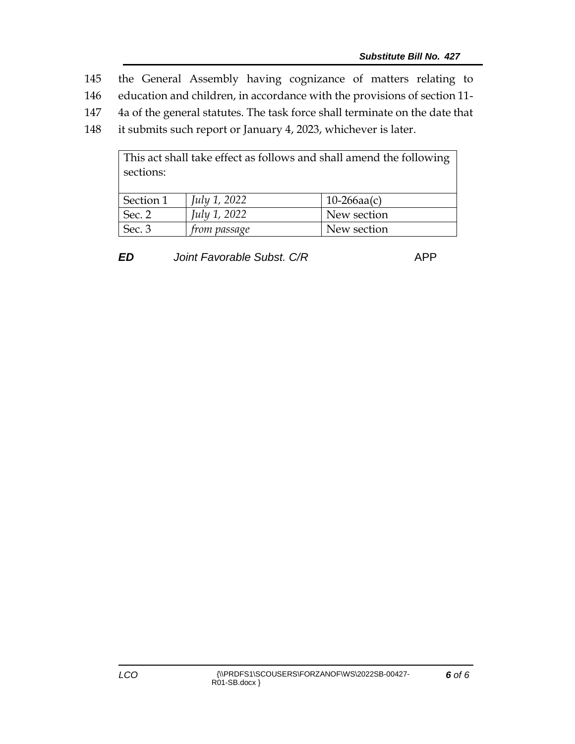145 the General Assembly having cognizance of matters relating to
146 education and children, in accordance with the provisions of section 11-
147 4a of the general statutes. The task force shall terminate on the date that
148 it submits such report or January 4, 2023, whichever is later.

| This act shall take effect as follows and shall amend the following sections: | | |
|---|---|---|
| Section 1 | *July 1, 2022* | 10-266aa(c) |
| Sec. 2 | *July 1, 2022* | New section |
| Sec. 3 | *from passage* | New section |

***ED*** *Joint Favorable Subst. C/R* APP